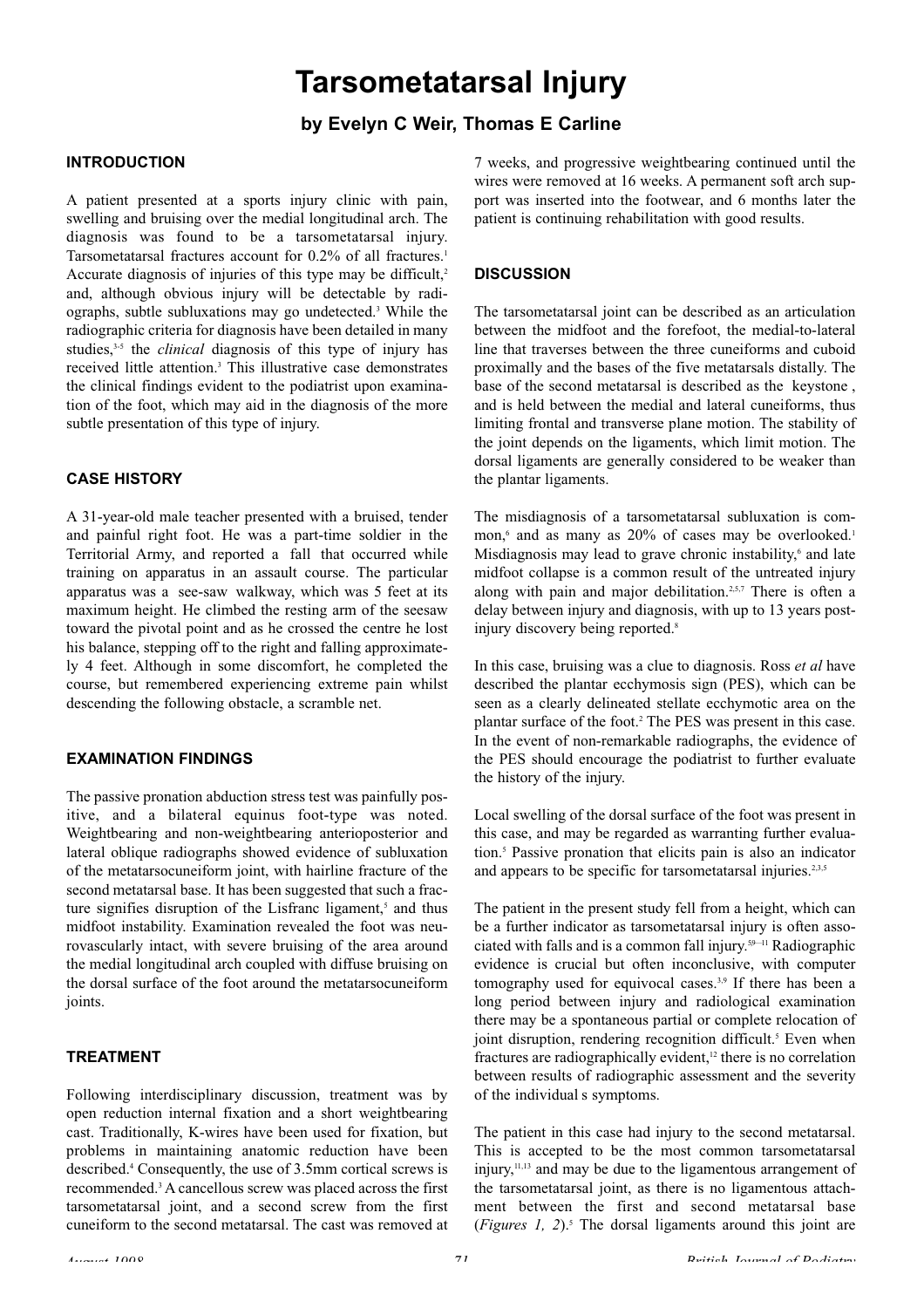# Tarsometatarsal Injury

### by Evelyn C Weir, Thomas E Carline

## INTRODUCTION

A patient presented at a sports injury clinic with pain, swelling and bruising over the medial longitudinal arch. The diagnosis was found to be a tarsometatarsal injury. Tarsometatarsal fractures account for 0.2% of all fractures.[1] Accurate diagnosis of injuries of this type may be difficult,[2] and, although obvious injury will be detectable by radiographs, subtle subluxations may go undetected.[3] While the radiographic criteria for diagnosis have been detailed in many studies,[3-5] the *clinical* diagnosis of this type of injury has received little attention.[3] This illustrative case demonstrates the clinical findings evident to the podiatrist upon examination of the foot, which may aid in the diagnosis of the more subtle presentation of this type of injury.

## CASE HISTORY

A 31-year-old male teacher presented with a bruised, tender and painful right foot. He was a part-time soldier in the Territorial Army, and reported a fall that occurred while training on apparatus in an assault course. The particular apparatus was a see-saw walkway, which was 5 feet at its maximum height. He climbed the resting arm of the seesaw toward the pivotal point and as he crossed the centre he lost his balance, stepping off to the right and falling approximately 4 feet. Although in some discomfort, he completed the course, but remembered experiencing extreme pain whilst descending the following obstacle, a scramble net.

## EXAMINATION FINDINGS

The passive pronation abduction stress test was painfully positive, and a bilateral equinus foot-type was noted. Weightbearing and non-weightbearing anterioposterior and lateral oblique radiographs showed evidence of subluxation of the metatarsocuneiform joint, with hairline fracture of the second metatarsal base. It has been suggested that such a fracture signifies disruption of the Lisfranc ligament,[5] and thus midfoot instability. Examination revealed the foot was neurovascularly intact, with severe bruising of the area around the medial longitudinal arch coupled with diffuse bruising on the dorsal surface of the foot around the metatarsocuneiform joints.

## TREATMENT

Following interdisciplinary discussion, treatment was by open reduction internal fixation and a short weightbearing cast. Traditionally, K-wires have been used for fixation, but problems in maintaining anatomic reduction have been described.[4] Consequently, the use of 3.5mm cortical screws is recommended.[3] A cancellous screw was placed across the first tarsometatarsal joint, and a second screw from the first cuneiform to the second metatarsal. The cast was removed at 7 weeks, and progressive weightbearing continued until the wires were removed at 16 weeks. A permanent soft arch support was inserted into the footwear, and 6 months later the patient is continuing rehabilitation with good results.

## DISCUSSION

The tarsometatarsal joint can be described as an articulation between the midfoot and the forefoot, the medial-to-lateral line that traverses between the three cuneiforms and cuboid proximally and the bases of the five metatarsals distally. The base of the second metatarsal is described as the keystone , and is held between the medial and lateral cuneiforms, thus limiting frontal and transverse plane motion. The stability of the joint depends on the ligaments, which limit motion. The dorsal ligaments are generally considered to be weaker than the plantar ligaments.

The misdiagnosis of a tarsometatarsal subluxation is common,[6] and as many as 20% of cases may be overlooked.[1] Misdiagnosis may lead to grave chronic instability,[6] and late midfoot collapse is a common result of the untreated injury along with pain and major debilitation.[2,5,7] There is often a delay between injury and diagnosis, with up to 13 years post-injury discovery being reported.[8]

In this case, bruising was a clue to diagnosis. Ross *et al* have described the plantar ecchymosis sign (PES), which can be seen as a clearly delineated stellate ecchymotic area on the plantar surface of the foot.[2] The PES was present in this case. In the event of non-remarkable radiographs, the evidence of the PES should encourage the podiatrist to further evaluate the history of the injury.

Local swelling of the dorsal surface of the foot was present in this case, and may be regarded as warranting further evaluation.[5] Passive pronation that elicits pain is also an indicator and appears to be specific for tarsometatarsal injuries.[2,3,5]

The patient in the present study fell from a height, which can be a further indicator as tarsometatarsal injury is often associated with falls and is a common fall injury.[5,9-11] Radiographic evidence is crucial but often inconclusive, with computer tomography used for equivocal cases.[3,9] If there has been a long period between injury and radiological examination there may be a spontaneous partial or complete relocation of joint disruption, rendering recognition difficult.[5] Even when fractures are radiographically evident,[12] there is no correlation between results of radiographic assessment and the severity of the individual s symptoms.

The patient in this case had injury to the second metatarsal. This is accepted to be the most common tarsometatarsal injury,[11,13] and may be due to the ligamentous arrangement of the tarsometatarsal joint, as there is no ligamentous attachment between the first and second metatarsal base (*Figures 1, 2*).[5] The dorsal ligaments around this joint are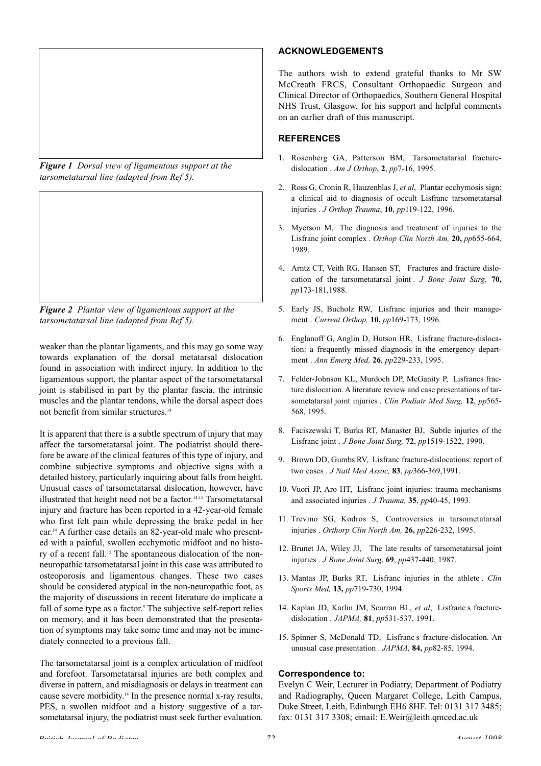*Figure 1 Dorsal view of ligamentous support at the tarsometatarsal line (adapted from Ref 5).*

*Figure 2 Plantar view of ligamentous support at the tarsometatarsal line (adapted from Ref 5).*

weaker than the plantar ligaments, and this may go some way towards explanation of the dorsal metatarsal dislocation found in association with indirect injury. In addition to the ligamentous support, the plantar aspect of the tarsometatarsal joint is stabilised in part by the plantar fascia, the intrinsic muscles and the plantar tendons, while the dorsal aspect does not benefit from similar structures.[14]

It is apparent that there is a subtle spectrum of injury that may affect the tarsometatarsal joint. The podiatrist should therefore be aware of the clinical features of this type of injury, and combine subjective symptoms and objective signs with a detailed history, particularly inquiring about falls from height. Unusual cases of tarsometatarsal dislocation, however, have illustrated that height need not be a factor.[14,15] Tarsometatarsal injury and fracture has been reported in a 42-year-old female who first felt pain while depressing the brake pedal in her car.[14] A further case details an 82-year-old male who presented with a painful, swollen ecchymotic midfoot and no history of a recent fall.[15] The spontaneous dislocation of the non-neuropathic tarsometatarsal joint in this case was attributed to osteoporosis and ligamentous changes. These two cases should be considered atypical in the non-neuropathic foot, as the majority of discussions in recent literature do implicate a fall of some type as a factor.[5] The subjective self-report relies on memory, and it has been demonstrated that the presentation of symptoms may take some time and may not be immediately connected to a previous fall.

The tarsometatarsal joint is a complex articulation of midfoot and forefoot. Tarsometatarsal injuries are both complex and diverse in pattern, and misdiagnosis or delays in treatment can cause severe morbidity.[14] In the presence normal x-ray results, PES, a swollen midfoot and a history suggestive of a tarsometatarsal injury, the podiatrist must seek further evaluation.

## ACKNOWLEDGEMENTS

The authors wish to extend grateful thanks to Mr SW McCreath FRCS, Consultant Orthopaedic Surgeon and Clinical Director of Orthopaedics, Southern General Hospital NHS Trust, Glasgow, for his support and helpful comments on an earlier draft of this manuscript.

## REFERENCES

1. Rosenberg GA, Patterson BM, Tarsometatarsal fracture-dislocation . *Am J Orthop*, **2**, *pp*7-16, 1995.
2. Ross G, Cronin R, Hauzenblas J, *et al*, Plantar ecchymosis sign: a clinical aid to diagnosis of occult Lisfranc tarsometatarsal injuries . *J Orthop Trauma*, **10**, *pp*119-122, 1996.
3. Myerson M, The diagnosis and treatment of injuries to the Lisfranc joint complex . *Orthop Clin North Am,* **20,** *pp*655-664, 1989.
4. Arntz CT, Veith RG, Hansen ST, Fractures and fracture dislocation of the tarsometatarsal joint . *J Bone Joint Surg,* **70,** *pp*173-181,1988.
5. Early JS, Bucholz RW, Lisfranc injuries and their management . *Current Orthop,* **10,** *pp*169-173, 1996.
6. Englanoff G, Anglin D, Hutson HR, Lisfranc fracture-dislocation: a frequently missed diagnosis in the emergency department . *Ann Emerg Med,* **26**, *pp*229-233, 1995.
7. Felder-Johnson KL, Murdoch DP, McGanity P, Lisfrancs fracture dislocation. A literature review and case presentations of tarsometatarsal joint injuries . *Clin Podiatr Med Surg,* **12**, *pp*565-568, 1995.
8. Faciszewski T, Burks RT, Manaster BJ, Subtle injuries of the Lisfranc joint . *J Bone Joint Surg,* **72**, *pp*1519-1522, 1990.
9. Brown DD, Gumbs RV, Lisfranc fracture-dislocations: report of two cases . *J Natl Med Assoc,* **83**, *pp*366-369,1991.
10. Vuori JP, Aro HT, Lisfranc joint injuries: trauma mechanisms and associated injuries . *J Trauma,* **35**, *pp*40-45, 1993.
11. Trevino SG, Kodros S, Controversies in tarsometatarsal injuries . *Orthorp Clin North Am,* **26,** *pp*226-232, 1995.
12. Brunet JA, Wiley JJ, The late results of tarsometatarsal joint injuries . *J Bone Joint Surg*, **69**, *pp*437-440, 1987.
13. Mantas JP, Burks RT, Lisfranc injuries in the athlete . *Clin Sports Med,* **13,** *pp*719-730, 1994.
14. Kaplan JD, Karlin JM, Scurran BL, *et al*, Lisfranc s fracture-dislocation . *JAPMA,* **81**, *pp*531-537, 1991.
15. Spinner S, McDonald TD, Lisfranc s fracture-dislocation. An unusual case presentation . *JAPMA*, **84,** *pp*82-85, 1994.

### Correspondence to:

Evelyn C Weir, Lecturer in Podiatry, Department of Podiatry and Radiography, Queen Margaret College, Leith Campus, Duke Street, Leith, Edinburgh EH6 8HF. Tel: 0131 317 3485; fax: 0131 317 3308; email: E.Weir@leith.qmced.ac.uk